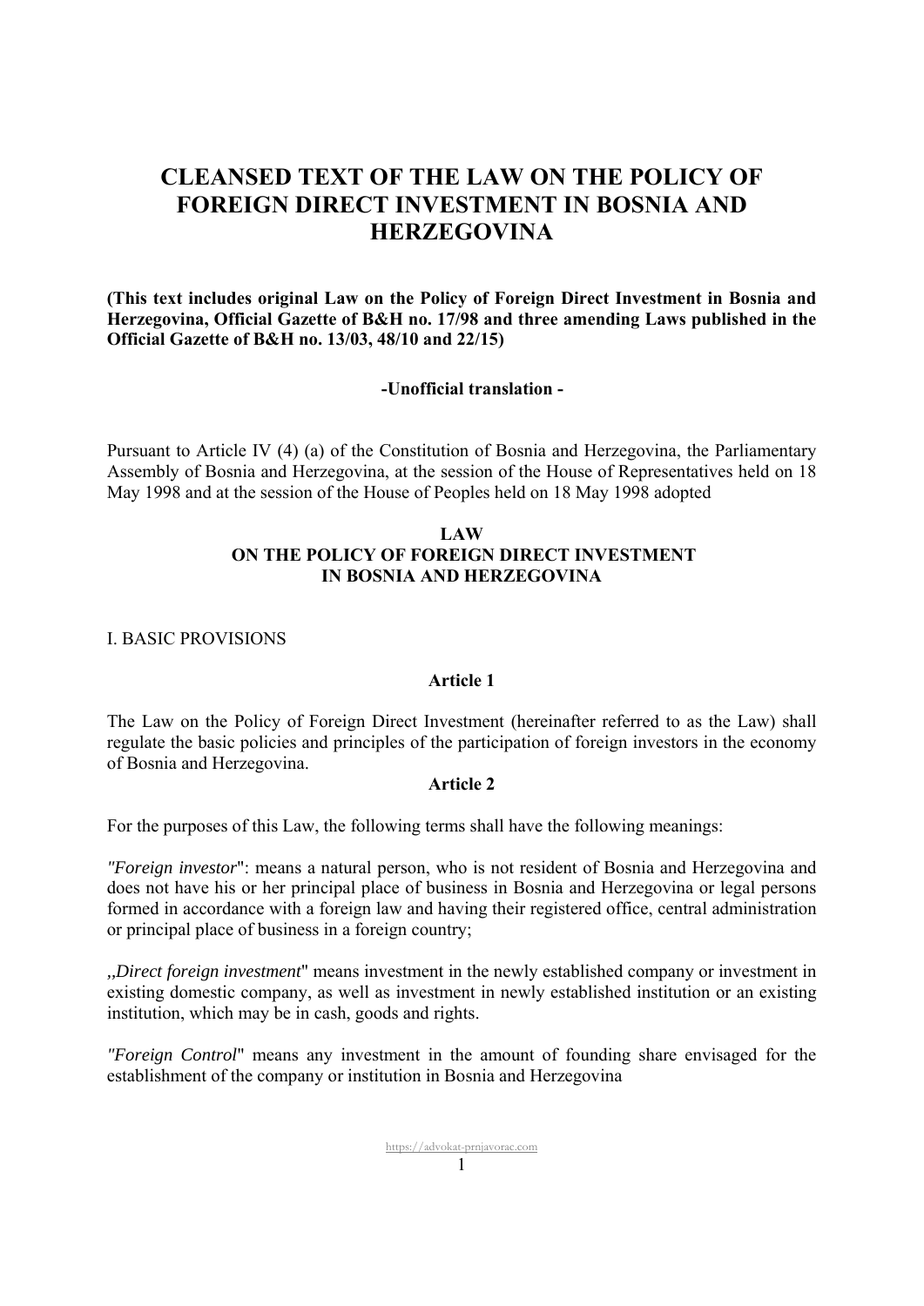# CLEANSED TEXT OF THE LAW ON THE POLICY OF FOREIGN DIRECT INVESTMENT IN BOSNIA AND HERZEGOVINA

**(This text includes original Law on the Policy of Foreign Direct Investment in Bosnia and Herzegovina, Official Gazette of B&H no. 17/98 and three amending Laws published in the Official Gazette of B&H no. 13/03, 48/10 and 22/15)**

**-Unofficial translation -**

Pursuant to Article IV (4) (a) of the Constitution of Bosnia and Herzegovina, the Parliamentary Assembly of Bosnia and Herzegovina, at the session of the House of Representatives held on 18 May 1998 and at the session of the House of Peoples held on 18 May 1998 adopted

## LAW
## ON THE POLICY OF FOREIGN DIRECT INVESTMENT IN BOSNIA AND HERZEGOVINA

I. BASIC PROVISIONS

### Article 1

The Law on the Policy of Foreign Direct Investment (hereinafter referred to as the Law) shall regulate the basic policies and principles of the participation of foreign investors in the economy of Bosnia and Herzegovina.

### Article 2

For the purposes of this Law, the following terms shall have the following meanings:

*"Foreign investor*": means a natural person, who is not resident of Bosnia and Herzegovina and does not have his or her principal place of business in Bosnia and Herzegovina or legal persons formed in accordance with a foreign law and having their registered office, central administration or principal place of business in a foreign country;

*,,Direct foreign investment*" means investment in the newly established company or investment in existing domestic company, as well as investment in newly established institution or an existing institution, which may be in cash, goods and rights.

*"Foreign Control*" means any investment in the amount of founding share envisaged for the establishment of the company or institution in Bosnia and Herzegovina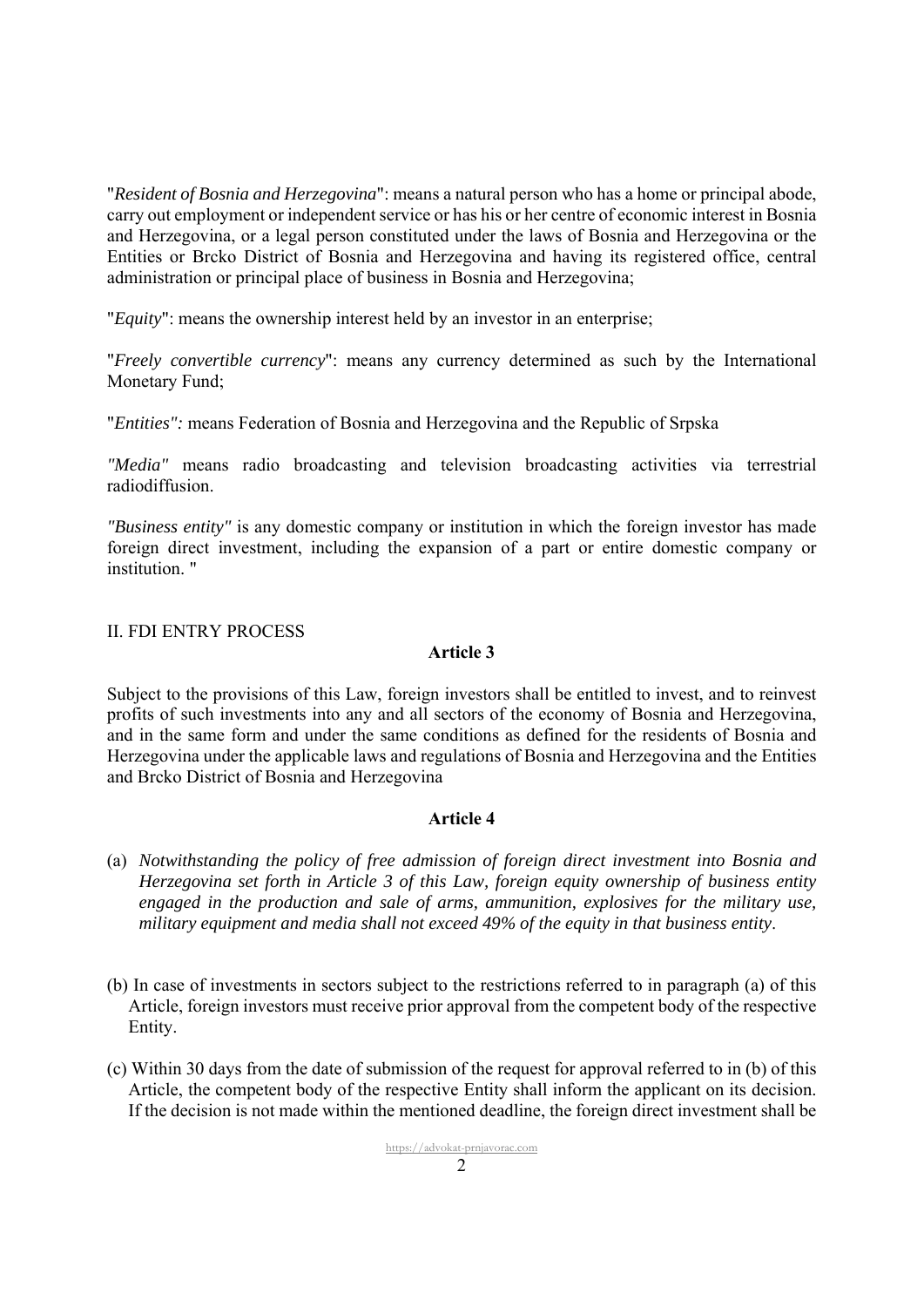"*Resident of Bosnia and Herzegovina*": means a natural person who has a home or principal abode, carry out employment or independent service or has his or her centre of economic interest in Bosnia and Herzegovina, or a legal person constituted under the laws of Bosnia and Herzegovina or the Entities or Brcko District of Bosnia and Herzegovina and having its registered office, central administration or principal place of business in Bosnia and Herzegovina;

"*Equity*": means the ownership interest held by an investor in an enterprise;

"*Freely convertible currency*": means any currency determined as such by the International Monetary Fund;

"*Entities":* means Federation of Bosnia and Herzegovina and the Republic of Srpska

*"Media"* means radio broadcasting and television broadcasting activities via terrestrial radiodiffusion.

*"Business entity"* is any domestic company or institution in which the foreign investor has made foreign direct investment, including the expansion of a part or entire domestic company or institution. "

## II. FDI ENTRY PROCESS

### Article 3

Subject to the provisions of this Law, foreign investors shall be entitled to invest, and to reinvest profits of such investments into any and all sectors of the economy of Bosnia and Herzegovina, and in the same form and under the same conditions as defined for the residents of Bosnia and Herzegovina under the applicable laws and regulations of Bosnia and Herzegovina and the Entities and Brcko District of Bosnia and Herzegovina

### Article 4

(a) *Notwithstanding the policy of free admission of foreign direct investment into Bosnia and Herzegovina set forth in Article 3 of this Law, foreign equity ownership of business entity engaged in the production and sale of arms, ammunition, explosives for the military use, military equipment and media shall not exceed 49% of the equity in that business entity*.

(b) In case of investments in sectors subject to the restrictions referred to in paragraph (a) of this Article, foreign investors must receive prior approval from the competent body of the respective Entity.

(c) Within 30 days from the date of submission of the request for approval referred to in (b) of this Article, the competent body of the respective Entity shall inform the applicant on its decision. If the decision is not made within the mentioned deadline, the foreign direct investment shall be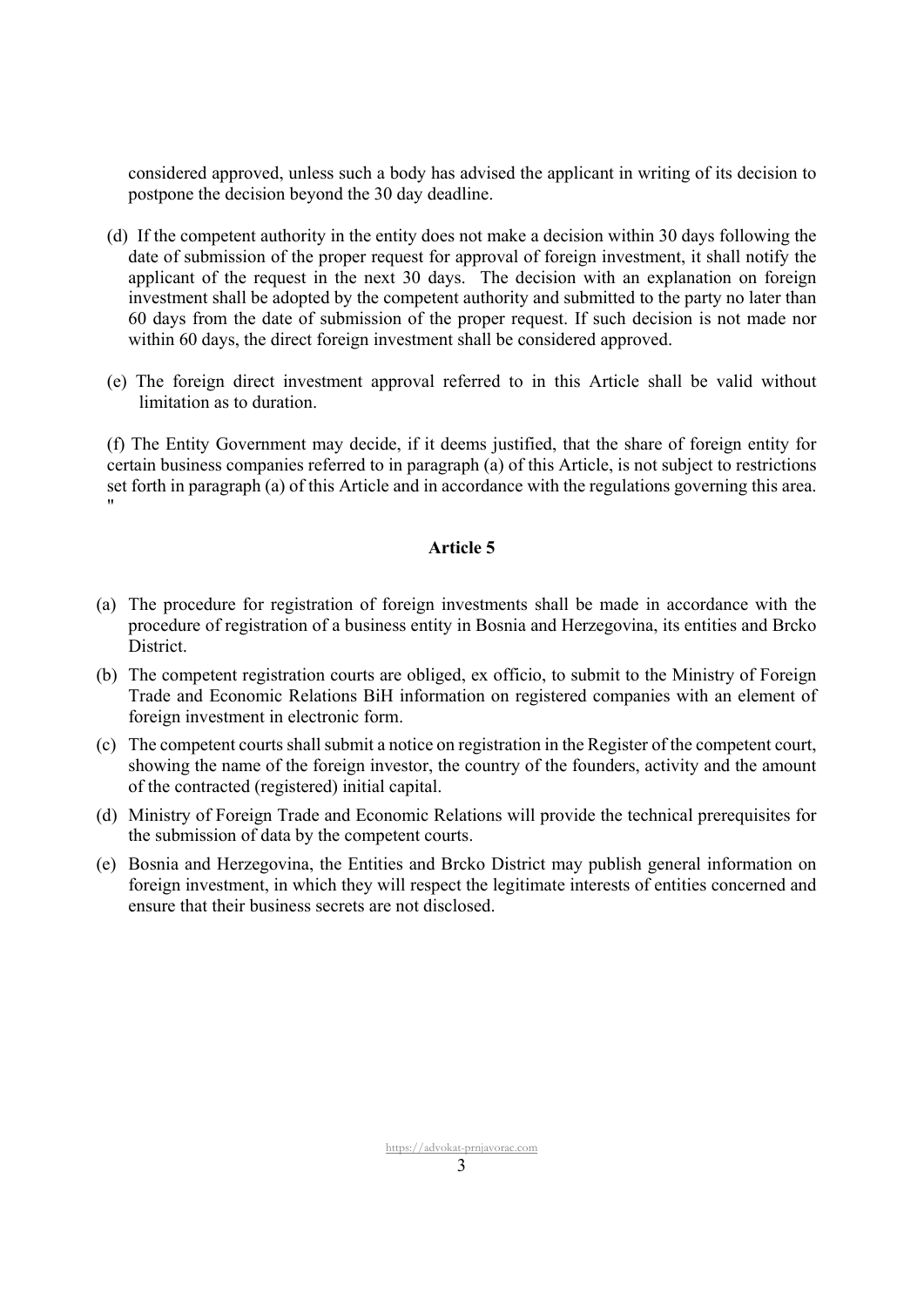considered approved, unless such a body has advised the applicant in writing of its decision to postpone the decision beyond the 30 day deadline.

(d) If the competent authority in the entity does not make a decision within 30 days following the date of submission of the proper request for approval of foreign investment, it shall notify the applicant of the request in the next 30 days. The decision with an explanation on foreign investment shall be adopted by the competent authority and submitted to the party no later than 60 days from the date of submission of the proper request. If such decision is not made nor within 60 days, the direct foreign investment shall be considered approved.

(e) The foreign direct investment approval referred to in this Article shall be valid without limitation as to duration.

(f) The Entity Government may decide, if it deems justified, that the share of foreign entity for certain business companies referred to in paragraph (a) of this Article, is not subject to restrictions set forth in paragraph (a) of this Article and in accordance with the regulations governing this area. "

**Article 5**

(a) The procedure for registration of foreign investments shall be made in accordance with the procedure of registration of a business entity in Bosnia and Herzegovina, its entities and Brcko District.

(b) The competent registration courts are obliged, ex officio, to submit to the Ministry of Foreign Trade and Economic Relations BiH information on registered companies with an element of foreign investment in electronic form.

(c) The competent courts shall submit a notice on registration in the Register of the competent court, showing the name of the foreign investor, the country of the founders, activity and the amount of the contracted (registered) initial capital.

(d) Ministry of Foreign Trade and Economic Relations will provide the technical prerequisites for the submission of data by the competent courts.

(e) Bosnia and Herzegovina, the Entities and Brcko District may publish general information on foreign investment, in which they will respect the legitimate interests of entities concerned and ensure that their business secrets are not disclosed.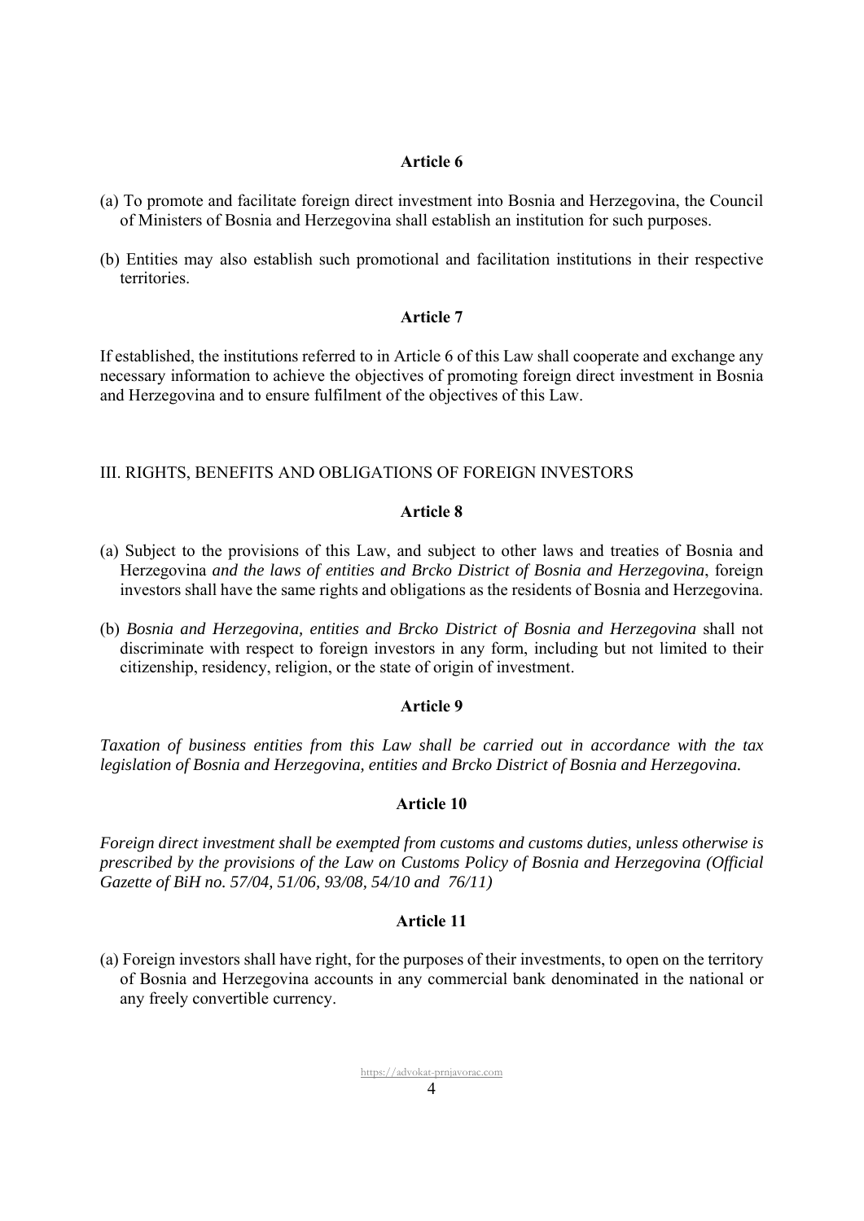**Article 6**

(a) To promote and facilitate foreign direct investment into Bosnia and Herzegovina, the Council of Ministers of Bosnia and Herzegovina shall establish an institution for such purposes.

(b) Entities may also establish such promotional and facilitation institutions in their respective territories.

**Article 7**

If established, the institutions referred to in Article 6 of this Law shall cooperate and exchange any necessary information to achieve the objectives of promoting foreign direct investment in Bosnia and Herzegovina and to ensure fulfilment of the objectives of this Law.

III. RIGHTS, BENEFITS AND OBLIGATIONS OF FOREIGN INVESTORS

**Article 8**

(a) Subject to the provisions of this Law, and subject to other laws and treaties of Bosnia and Herzegovina *and the laws of entities and Brcko District of Bosnia and Herzegovina*, foreign investors shall have the same rights and obligations as the residents of Bosnia and Herzegovina.

(b) *Bosnia and Herzegovina, entities and Brcko District of Bosnia and Herzegovina* shall not discriminate with respect to foreign investors in any form, including but not limited to their citizenship, residency, religion, or the state of origin of investment.

**Article 9**

*Taxation of business entities from this Law shall be carried out in accordance with the tax legislation of Bosnia and Herzegovina, entities and Brcko District of Bosnia and Herzegovina.*

**Article 10**

*Foreign direct investment shall be exempted from customs and customs duties, unless otherwise is prescribed by the provisions of the Law on Customs Policy of Bosnia and Herzegovina (Official Gazette of BiH no. 57/04, 51/06, 93/08, 54/10 and 76/11)*

**Article 11**

(a) Foreign investors shall have right, for the purposes of their investments, to open on the territory of Bosnia and Herzegovina accounts in any commercial bank denominated in the national or any freely convertible currency.

https://advokat-prnjavorac.com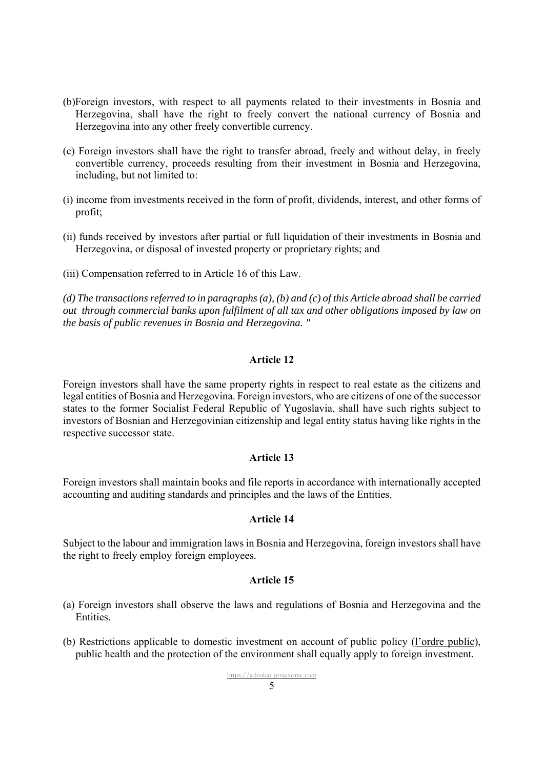(b)Foreign investors, with respect to all payments related to their investments in Bosnia and Herzegovina, shall have the right to freely convert the national currency of Bosnia and Herzegovina into any other freely convertible currency.

(c) Foreign investors shall have the right to transfer abroad, freely and without delay, in freely convertible currency, proceeds resulting from their investment in Bosnia and Herzegovina, including, but not limited to:

(i) income from investments received in the form of profit, dividends, interest, and other forms of profit;

(ii) funds received by investors after partial or full liquidation of their investments in Bosnia and Herzegovina, or disposal of invested property or proprietary rights; and

(iii) Compensation referred to in Article 16 of this Law.

*(d) The transactions referred to in paragraphs (a), (b) and (c) of this Article abroad shall be carried out through commercial banks upon fulfilment of all tax and other obligations imposed by law on the basis of public revenues in Bosnia and Herzegovina. "*

**Article 12**

Foreign investors shall have the same property rights in respect to real estate as the citizens and legal entities of Bosnia and Herzegovina. Foreign investors, who are citizens of one of the successor states to the former Socialist Federal Republic of Yugoslavia, shall have such rights subject to investors of Bosnian and Herzegovinian citizenship and legal entity status having like rights in the respective successor state.

**Article 13**

Foreign investors shall maintain books and file reports in accordance with internationally accepted accounting and auditing standards and principles and the laws of the Entities.

**Article 14**

Subject to the labour and immigration laws in Bosnia and Herzegovina, foreign investors shall have the right to freely employ foreign employees.

**Article 15**

(a) Foreign investors shall observe the laws and regulations of Bosnia and Herzegovina and the Entities.

(b) Restrictions applicable to domestic investment on account of public policy (l'ordre public), public health and the protection of the environment shall equally apply to foreign investment.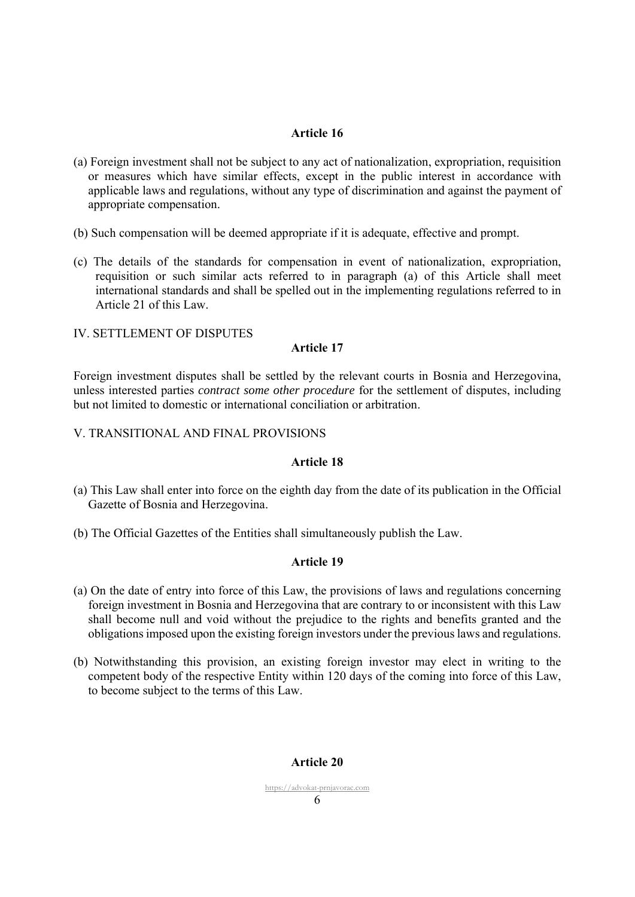### Article 16

(a) Foreign investment shall not be subject to any act of nationalization, expropriation, requisition or measures which have similar effects, except in the public interest in accordance with applicable laws and regulations, without any type of discrimination and against the payment of appropriate compensation.

(b) Such compensation will be deemed appropriate if it is adequate, effective and prompt.

(c) The details of the standards for compensation in event of nationalization, expropriation, requisition or such similar acts referred to in paragraph (a) of this Article shall meet international standards and shall be spelled out in the implementing regulations referred to in Article 21 of this Law.

## IV. SETTLEMENT OF DISPUTES

### Article 17

Foreign investment disputes shall be settled by the relevant courts in Bosnia and Herzegovina, unless interested parties *contract some other procedure* for the settlement of disputes, including but not limited to domestic or international conciliation or arbitration.

## V. TRANSITIONAL AND FINAL PROVISIONS

### Article 18

(a) This Law shall enter into force on the eighth day from the date of its publication in the Official Gazette of Bosnia and Herzegovina.

(b) The Official Gazettes of the Entities shall simultaneously publish the Law.

### Article 19

(a) On the date of entry into force of this Law, the provisions of laws and regulations concerning foreign investment in Bosnia and Herzegovina that are contrary to or inconsistent with this Law shall become null and void without the prejudice to the rights and benefits granted and the obligations imposed upon the existing foreign investors under the previous laws and regulations.

(b) Notwithstanding this provision, an existing foreign investor may elect in writing to the competent body of the respective Entity within 120 days of the coming into force of this Law, to become subject to the terms of this Law.

### Article 20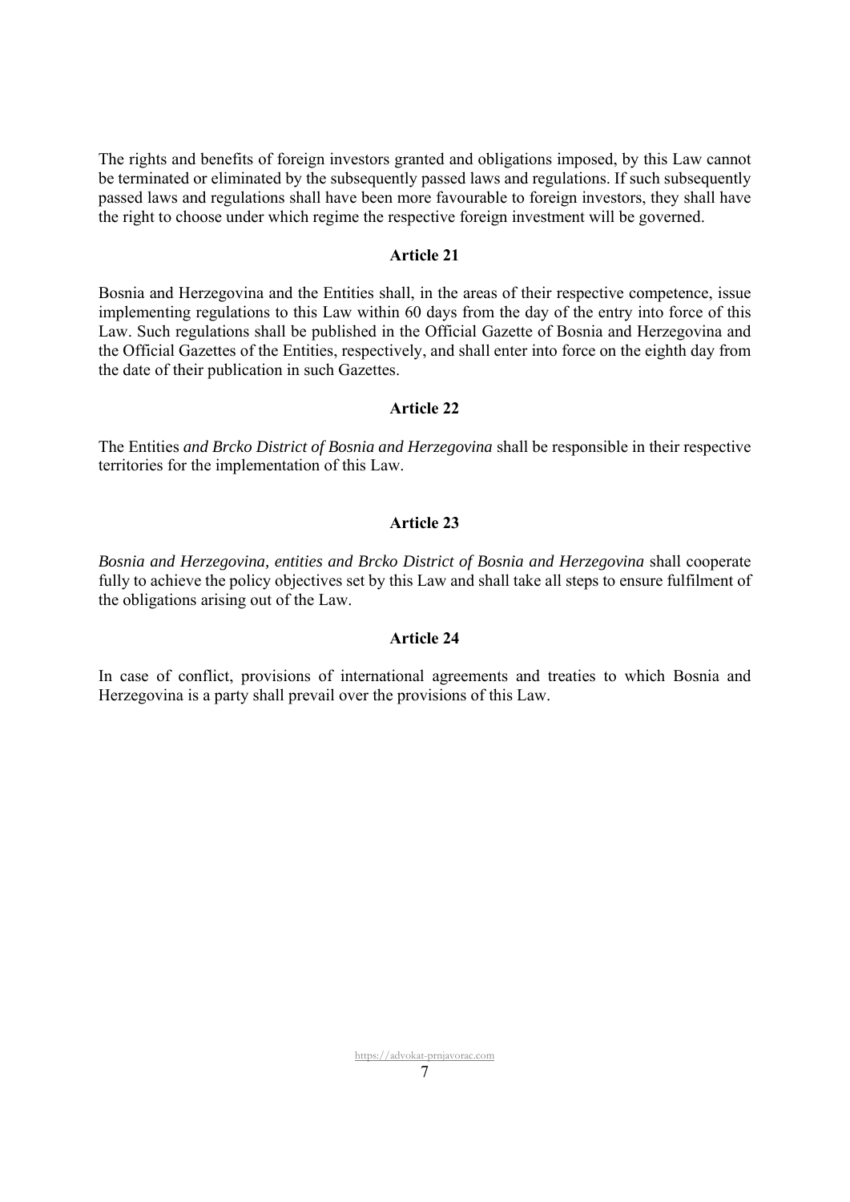The rights and benefits of foreign investors granted and obligations imposed, by this Law cannot be terminated or eliminated by the subsequently passed laws and regulations. If such subsequently passed laws and regulations shall have been more favourable to foreign investors, they shall have the right to choose under which regime the respective foreign investment will be governed.

### Article 21

Bosnia and Herzegovina and the Entities shall, in the areas of their respective competence, issue implementing regulations to this Law within 60 days from the day of the entry into force of this Law. Such regulations shall be published in the Official Gazette of Bosnia and Herzegovina and the Official Gazettes of the Entities, respectively, and shall enter into force on the eighth day from the date of their publication in such Gazettes.

### Article 22

The Entities *and Brcko District of Bosnia and Herzegovina* shall be responsible in their respective territories for the implementation of this Law.

### Article 23

*Bosnia and Herzegovina, entities and Brcko District of Bosnia and Herzegovina* shall cooperate fully to achieve the policy objectives set by this Law and shall take all steps to ensure fulfilment of the obligations arising out of the Law.

### Article 24

In case of conflict, provisions of international agreements and treaties to which Bosnia and Herzegovina is a party shall prevail over the provisions of this Law.